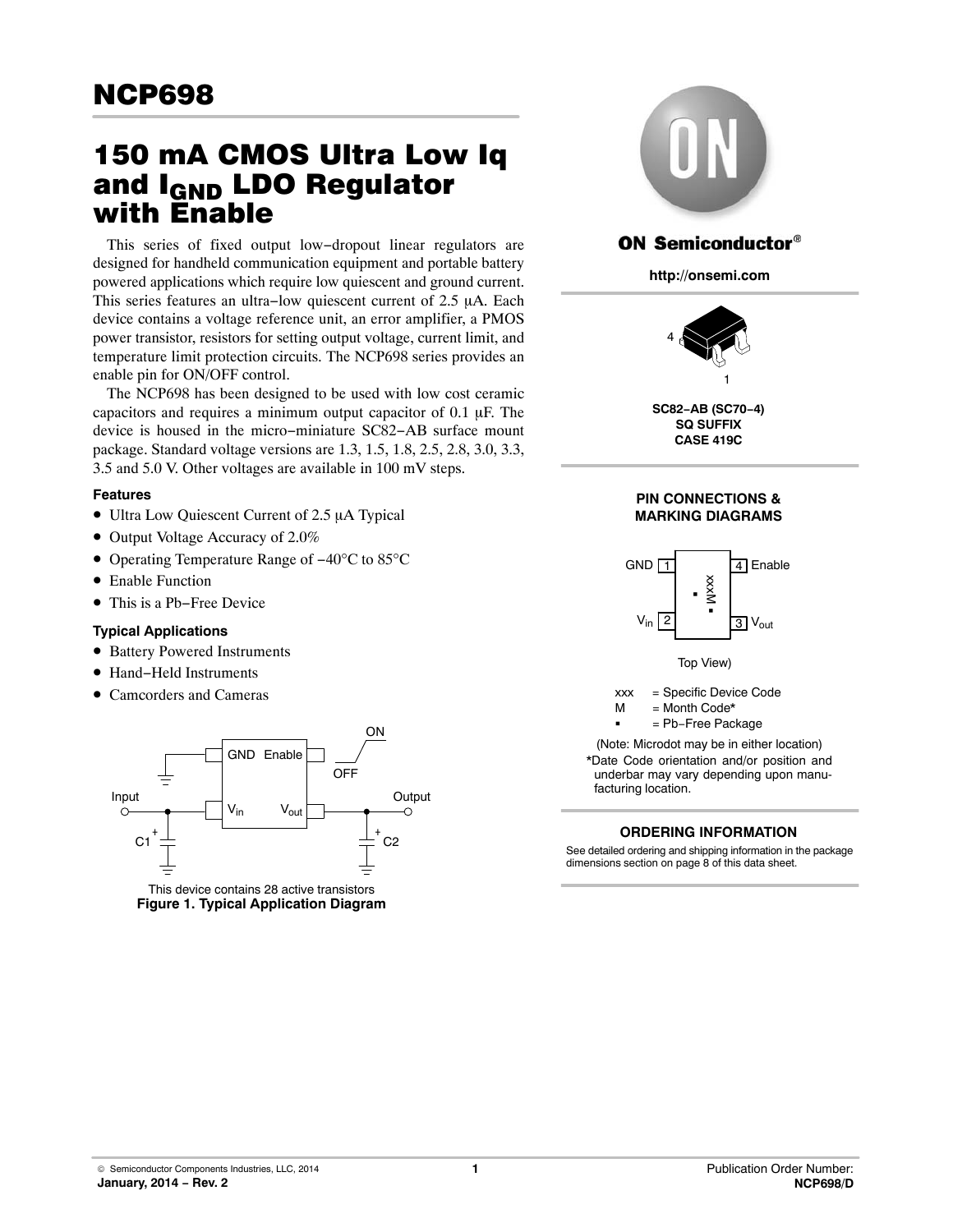# NCP698

# 150 mA CMOS Ultra Low Iq and $I_{GND}$ LDO Regulator with Enable

This series of fixed output low−dropout linear regulators are designed for handheld communication equipment and portable battery powered applications which require low quiescent and ground current. This series features an ultra−low quiescent current of 2.5 μA. Each device contains a voltage reference unit, an error amplifier, a PMOS power transistor, resistors for setting output voltage, current limit, and temperature limit protection circuits. The NCP698 series provides an enable pin for ON/OFF control.

The NCP698 has been designed to be used with low cost ceramic capacitors and requires a minimum output capacitor of 0.1 μF. The device is housed in the micro−miniature SC82−AB surface mount package. Standard voltage versions are 1.3, 1.5, 1.8, 2.5, 2.8, 3.0, 3.3, 3.5 and 5.0 V. Other voltages are available in 100 mV steps.

### Features

- Ultra Low Quiescent Current of 2.5 μA Typical
- Output Voltage Accuracy of 2.0%
- Operating Temperature Range of −40°C to 85°C
- Enable Function
- This is a Pb−Free Device

### Typical Applications

- Battery Powered Instruments
- Hand−Held Instruments
- Camcorders and Cameras

This device contains 28 active transistors

**Figure 1. Typical Application Diagram**

**ON Semiconductor®**

**http://onsemi.com**

**SC82−AB (SC70−4)**
**SQ SUFFIX**
**CASE 419C**

### PIN CONNECTIONS & MARKING DIAGRAMS

Top View)

xxx = Specific Device Code
M = Month Code*
▪ = Pb−Free Package

(Note: Microdot may be in either location)

*Date Code orientation and/or position and underbar may vary depending upon manufacturing location.

### ORDERING INFORMATION

See detailed ordering and shipping information in the package dimensions section on page 8 of this data sheet.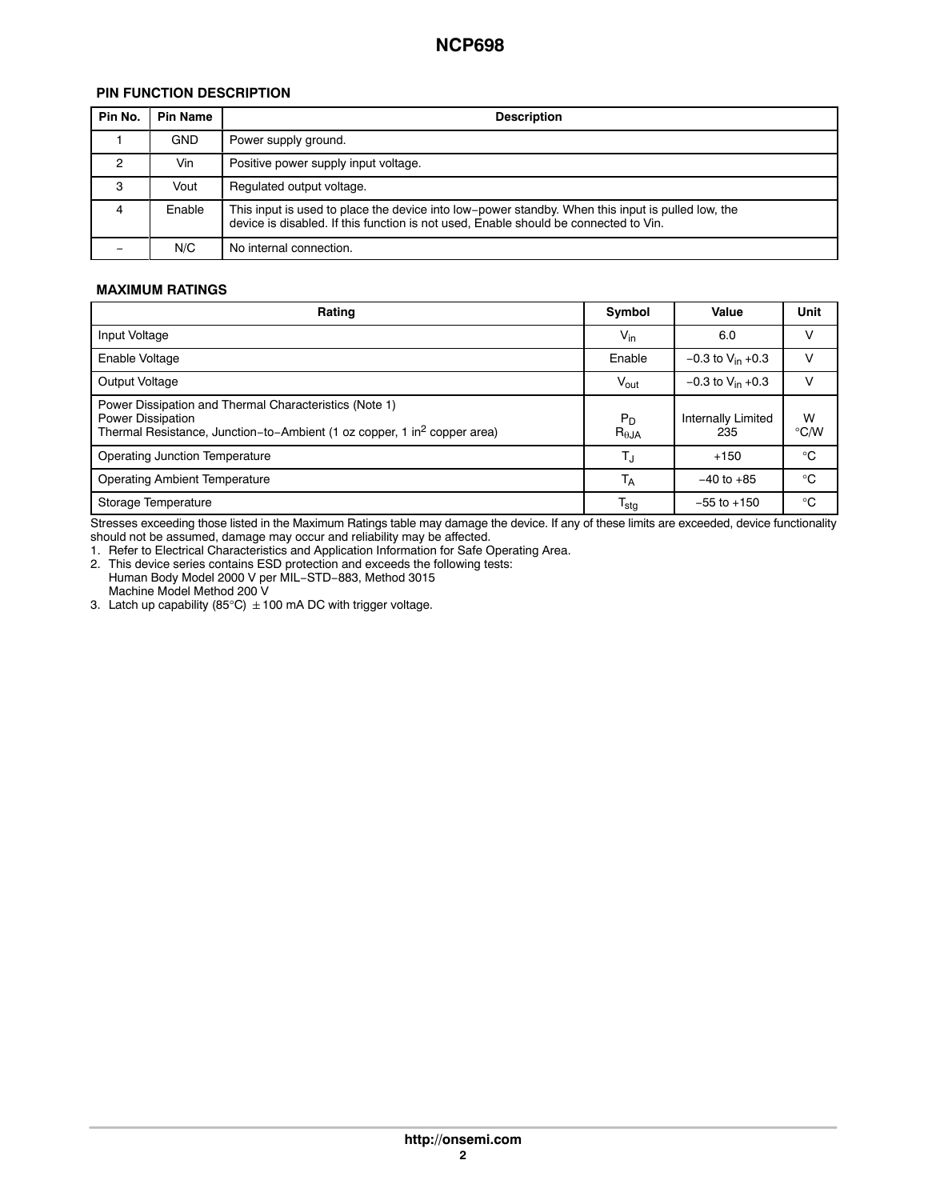## PIN FUNCTION DESCRIPTION

| Pin No. | Pin Name | Description |
| --- | --- | --- |
| 1 | GND | Power supply ground. |
| 2 | Vin | Positive power supply input voltage. |
| 3 | Vout | Regulated output voltage. |
| 4 | Enable | This input is used to place the device into low−power standby. When this input is pulled low, the device is disabled. If this function is not used, Enable should be connected to Vin. |
| − | N/C | No internal connection. |

## MAXIMUM RATINGS

| Rating | Symbol | Value | Unit |
| --- | --- | --- | --- |
| Input Voltage | $V_{in}$ | 6.0 | V |
| Enable Voltage | Enable | −0.3 to $V_{in}$ +0.3 | V |
| Output Voltage | $V_{out}$ | −0.3 to $V_{in}$ +0.3 | V |
| Power Dissipation and Thermal Characteristics (Note 1)<br>Power Dissipation<br>Thermal Resistance, Junction−to−Ambient (1 oz copper, 1 $in^2$ copper area) | $P_D$<br>$R_{\theta JA}$ | Internally Limited<br>235 | W<br>°C/W |
| Operating Junction Temperature | $T_J$ | +150 | °C |
| Operating Ambient Temperature | $T_A$ | −40 to +85 | °C |
| Storage Temperature | $T_{stg}$ | −55 to +150 | °C |

Stresses exceeding those listed in the Maximum Ratings table may damage the device. If any of these limits are exceeded, device functionality should not be assumed, damage may occur and reliability may be affected.

1. Refer to Electrical Characteristics and Application Information for Safe Operating Area.
2. This device series contains ESD protection and exceeds the following tests:
   Human Body Model 2000 V per MIL−STD−883, Method 3015
   Machine Model Method 200 V
3. Latch up capability (85°C) ±100 mA DC with trigger voltage.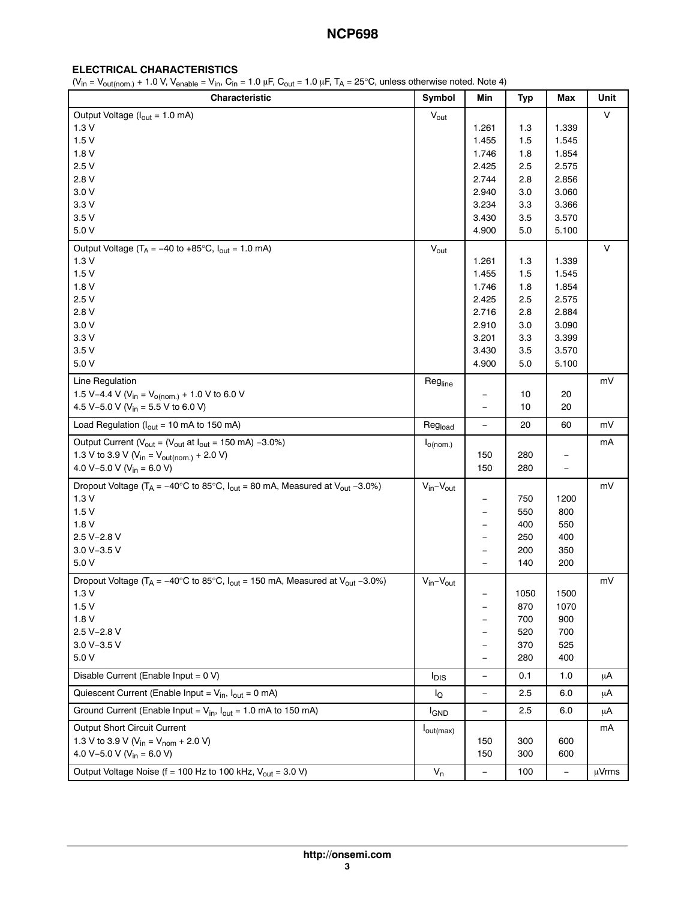## ELECTRICAL CHARACTERISTICS

($V_{in} = V_{out(nom.)} + 1.0$ V, $V_{enable} = V_{in}$, $C_{in} = 1.0$ μF, $C_{out} = 1.0$ μF, $T_A = 25°C$, unless otherwise noted. Note 4)

| Characteristic | Symbol | Min | Typ | Max | Unit |
|---|---|---|---|---|---|
| Output Voltage ($I_{out}$ = 1.0 mA) | $V_{out}$ | | | | V |
| 1.3 V | | 1.261 | 1.3 | 1.339 | |
| 1.5 V | | 1.455 | 1.5 | 1.545 | |
| 1.8 V | | 1.746 | 1.8 | 1.854 | |
| 2.5 V | | 2.425 | 2.5 | 2.575 | |
| 2.8 V | | 2.744 | 2.8 | 2.856 | |
| 3.0 V | | 2.940 | 3.0 | 3.060 | |
| 3.3 V | | 3.234 | 3.3 | 3.366 | |
| 3.5 V | | 3.430 | 3.5 | 3.570 | |
| 5.0 V | | 4.900 | 5.0 | 5.100 | |
| Output Voltage ($T_A$ = −40 to +85°C, $I_{out}$ = 1.0 mA) | $V_{out}$ | | | | V |
| 1.3 V | | 1.261 | 1.3 | 1.339 | |
| 1.5 V | | 1.455 | 1.5 | 1.545 | |
| 1.8 V | | 1.746 | 1.8 | 1.854 | |
| 2.5 V | | 2.425 | 2.5 | 2.575 | |
| 2.8 V | | 2.716 | 2.8 | 2.884 | |
| 3.0 V | | 2.910 | 3.0 | 3.090 | |
| 3.3 V | | 3.201 | 3.3 | 3.399 | |
| 3.5 V | | 3.430 | 3.5 | 3.570 | |
| 5.0 V | | 4.900 | 5.0 | 5.100 | |
| Line Regulation | $Reg_{line}$ | | | | mV |
| 1.5 V−4.4 V ($V_{in} = V_{o(nom.)}$ + 1.0 V to 6.0 V | | − | 10 | 20 | |
| 4.5 V−5.0 V ($V_{in}$ = 5.5 V to 6.0 V) | | − | 10 | 20 | |
| Load Regulation ($I_{out}$ = 10 mA to 150 mA) | $Reg_{load}$ | − | 20 | 60 | mV |
| Output Current ($V_{out}$ = ($V_{out}$ at $I_{out}$ = 150 mA) −3.0%) | $I_{o(nom.)}$ | | | | mA |
| 1.3 V to 3.9 V ($V_{in} = V_{out(nom.)}$ + 2.0 V) | | 150 | 280 | − | |
| 4.0 V−5.0 V ($V_{in}$ = 6.0 V) | | 150 | 280 | − | |
| Dropout Voltage ($T_A$ = −40°C to 85°C, $I_{out}$ = 80 mA, Measured at $V_{out}$ −3.0%) | $V_{in}−V_{out}$ | | | | mV |
| 1.3 V | | − | 750 | 1200 | |
| 1.5 V | | − | 550 | 800 | |
| 1.8 V | | − | 400 | 550 | |
| 2.5 V−2.8 V | | − | 250 | 400 | |
| 3.0 V−3.5 V | | − | 200 | 350 | |
| 5.0 V | | − | 140 | 200 | |
| Dropout Voltage ($T_A$ = −40°C to 85°C, $I_{out}$ = 150 mA, Measured at $V_{out}$ −3.0%) | $V_{in}−V_{out}$ | | | | mV |
| 1.3 V | | − | 1050 | 1500 | |
| 1.5 V | | − | 870 | 1070 | |
| 1.8 V | | − | 700 | 900 | |
| 2.5 V−2.8 V | | − | 520 | 700 | |
| 3.0 V−3.5 V | | − | 370 | 525 | |
| 5.0 V | | − | 280 | 400 | |
| Disable Current (Enable Input = 0 V) | $I_{DIS}$ | − | 0.1 | 1.0 | μA |
| Quiescent Current (Enable Input = $V_{in}$, $I_{out}$ = 0 mA) | $I_Q$ | − | 2.5 | 6.0 | μA |
| Ground Current (Enable Input = $V_{in}$, $I_{out}$ = 1.0 mA to 150 mA) | $I_{GND}$ | − | 2.5 | 6.0 | μA |
| Output Short Circuit Current | $I_{out(max)}$ | | | | mA |
| 1.3 V to 3.9 V ($V_{in} = V_{nom}$ + 2.0 V) | | 150 | 300 | 600 | |
| 4.0 V−5.0 V ($V_{in}$ = 6.0 V) | | 150 | 300 | 600 | |
| Output Voltage Noise (f = 100 Hz to 100 kHz, $V_{out}$ = 3.0 V) | $V_n$ | − | 100 | − | μVrms |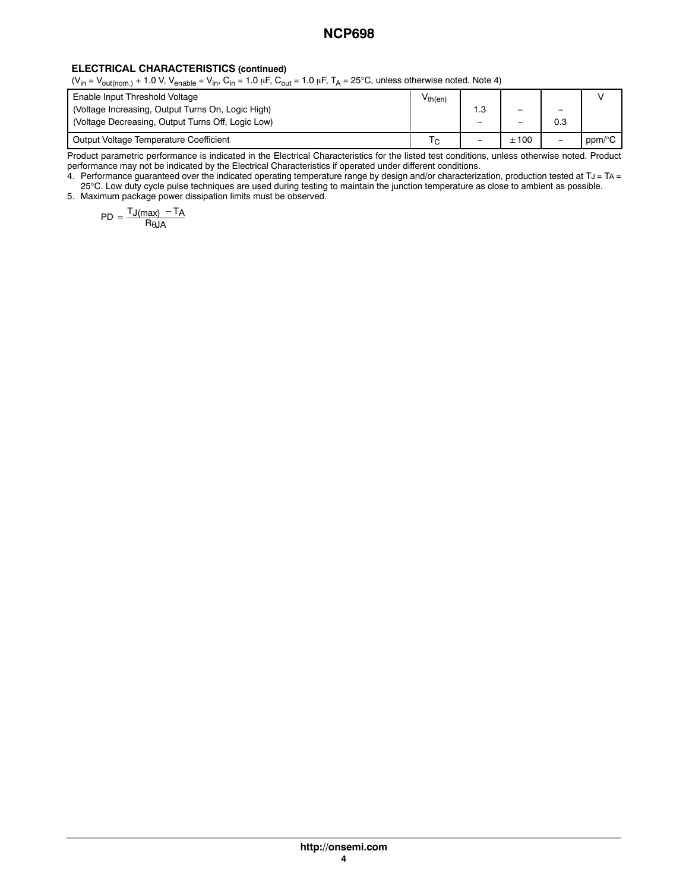**ELECTRICAL CHARACTERISTICS (continued)**

($V_{in} = V_{out(nom.)} + 1.0$ V, $V_{enable} = V_{in}$, $C_{in} = 1.0$ μF, $C_{out} = 1.0$ μF, $T_A = 25°C$, unless otherwise noted. Note 4)

| Characteristic | Symbol | Min | Typ | Max | Unit |
|---|---|---|---|---|---|
| Enable Input Threshold Voltage<br>(Voltage Increasing, Output Turns On, Logic High)<br>(Voltage Decreasing, Output Turns Off, Logic Low) | $V_{th(en)}$ | <br>1.3<br>– | <br>–<br>– | <br>–<br>0.3 | V |
| Output Voltage Temperature Coefficient | $T_C$ | – | ±100 | – | ppm/°C |

Product parametric performance is indicated in the Electrical Characteristics for the listed test conditions, unless otherwise noted. Product performance may not be indicated by the Electrical Characteristics if operated under different conditions.

4. Performance guaranteed over the indicated operating temperature range by design and/or characterization, production tested at $T_J = T_A = 25°C$. Low duty cycle pulse techniques are used during testing to maintain the junction temperature as close to ambient as possible.
5. Maximum package power dissipation limits must be observed.

$$PD = \frac{T_{J(max)} - T_A}{R_{\theta JA}}$$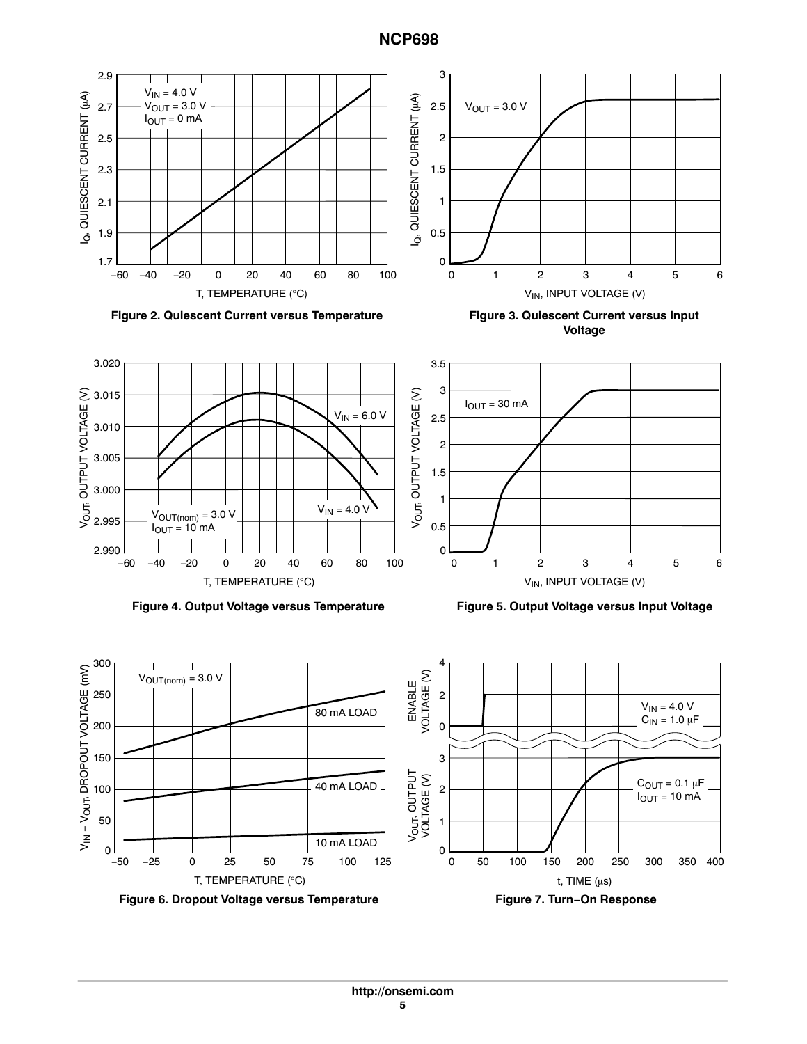Figure 2. Quiescent Current versus Temperature

Figure 3. Quiescent Current versus Input Voltage

Figure 4. Output Voltage versus Temperature

Figure 5. Output Voltage versus Input Voltage

Figure 6. Dropout Voltage versus Temperature

Figure 7. Turn−On Response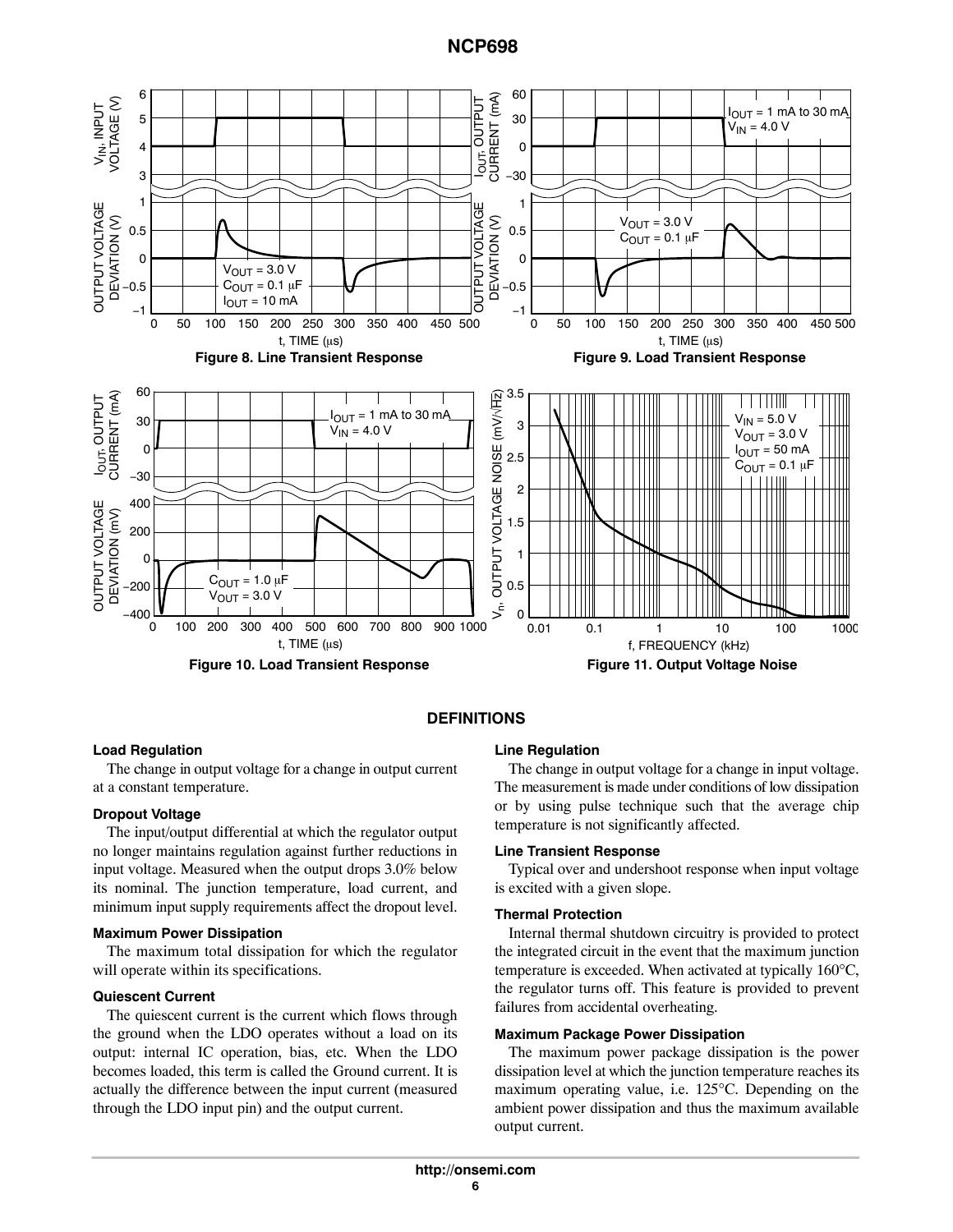Figure 8. Line Transient Response

Figure 9. Load Transient Response

Figure 10. Load Transient Response

Figure 11. Output Voltage Noise

## DEFINITIONS

### Load Regulation

The change in output voltage for a change in output current at a constant temperature.

### Dropout Voltage

The input/output differential at which the regulator output no longer maintains regulation against further reductions in input voltage. Measured when the output drops 3.0% below its nominal. The junction temperature, load current, and minimum input supply requirements affect the dropout level.

### Maximum Power Dissipation

The maximum total dissipation for which the regulator will operate within its specifications.

### Quiescent Current

The quiescent current is the current which flows through the ground when the LDO operates without a load on its output: internal IC operation, bias, etc. When the LDO becomes loaded, this term is called the Ground current. It is actually the difference between the input current (measured through the LDO input pin) and the output current.

### Line Regulation

The change in output voltage for a change in input voltage. The measurement is made under conditions of low dissipation or by using pulse technique such that the average chip temperature is not significantly affected.

### Line Transient Response

Typical over and undershoot response when input voltage is excited with a given slope.

### Thermal Protection

Internal thermal shutdown circuitry is provided to protect the integrated circuit in the event that the maximum junction temperature is exceeded. When activated at typically 160°C, the regulator turns off. This feature is provided to prevent failures from accidental overheating.

### Maximum Package Power Dissipation

The maximum power package dissipation is the power dissipation level at which the junction temperature reaches its maximum operating value, i.e. 125°C. Depending on the ambient power dissipation and thus the maximum available output current.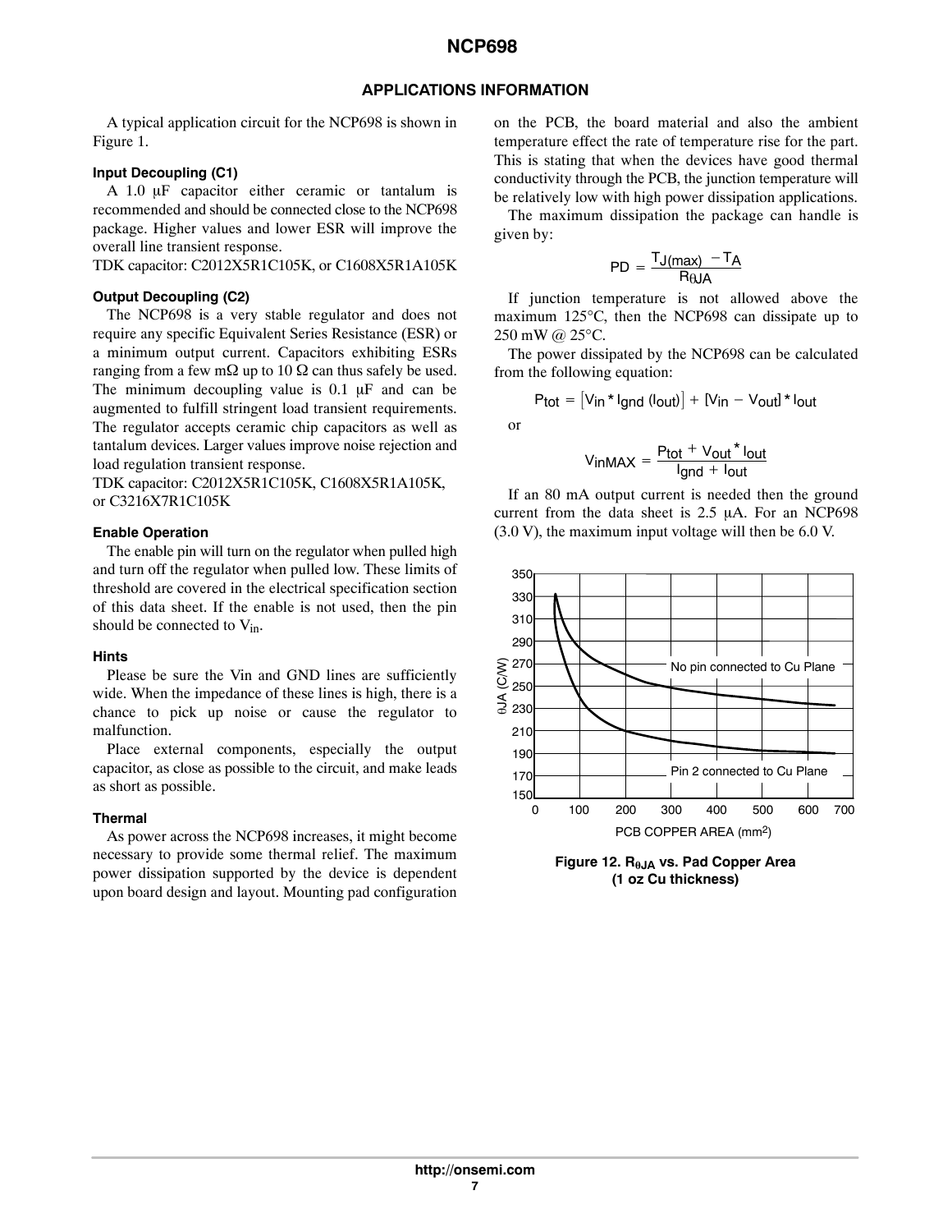## APPLICATIONS INFORMATION

A typical application circuit for the NCP698 is shown in Figure 1.

### Input Decoupling (C1)

A 1.0 μF capacitor either ceramic or tantalum is recommended and should be connected close to the NCP698 package. Higher values and lower ESR will improve the overall line transient response.

TDK capacitor: C2012X5R1C105K, or C1608X5R1A105K

### Output Decoupling (C2)

The NCP698 is a very stable regulator and does not require any specific Equivalent Series Resistance (ESR) or a minimum output current. Capacitors exhibiting ESRs ranging from a few mΩ up to 10 Ω can thus safely be used. The minimum decoupling value is 0.1 μF and can be augmented to fulfill stringent load transient requirements. The regulator accepts ceramic chip capacitors as well as tantalum devices. Larger values improve noise rejection and load regulation transient response.

TDK capacitor: C2012X5R1C105K, C1608X5R1A105K, or C3216X7R1C105K

### Enable Operation

The enable pin will turn on the regulator when pulled high and turn off the regulator when pulled low. These limits of threshold are covered in the electrical specification section of this data sheet. If the enable is not used, then the pin should be connected to $V_{in}$.

### Hints

Please be sure the Vin and GND lines are sufficiently wide. When the impedance of these lines is high, there is a chance to pick up noise or cause the regulator to malfunction.

Place external components, especially the output capacitor, as close as possible to the circuit, and make leads as short as possible.

### Thermal

As power across the NCP698 increases, it might become necessary to provide some thermal relief. The maximum power dissipation supported by the device is dependent upon board design and layout. Mounting pad configuration on the PCB, the board material and also the ambient temperature effect the rate of temperature rise for the part. This is stating that when the devices have good thermal conductivity through the PCB, the junction temperature will be relatively low with high power dissipation applications.

The maximum dissipation the package can handle is given by:

$$PD = \frac{T_{J(max)} - T_A}{R_{\theta JA}}$$

If junction temperature is not allowed above the maximum 125°C, then the NCP698 can dissipate up to 250 mW @ 25°C.

The power dissipated by the NCP698 can be calculated from the following equation:

$$P_{tot} = \left[V_{in} * I_{gnd}\,(I_{out})\right] + [V_{in} - V_{out}] * I_{out}$$

or

$$V_{inMAX} = \frac{P_{tot} + V_{out} * I_{out}}{I_{gnd} + I_{out}}$$

If an 80 mA output current is needed then the ground current from the data sheet is 2.5 μA. For an NCP698 (3.0 V), the maximum input voltage will then be 6.0 V.

Figure 12. $R_{\theta JA}$ vs. Pad Copper Area (1 oz Cu thickness)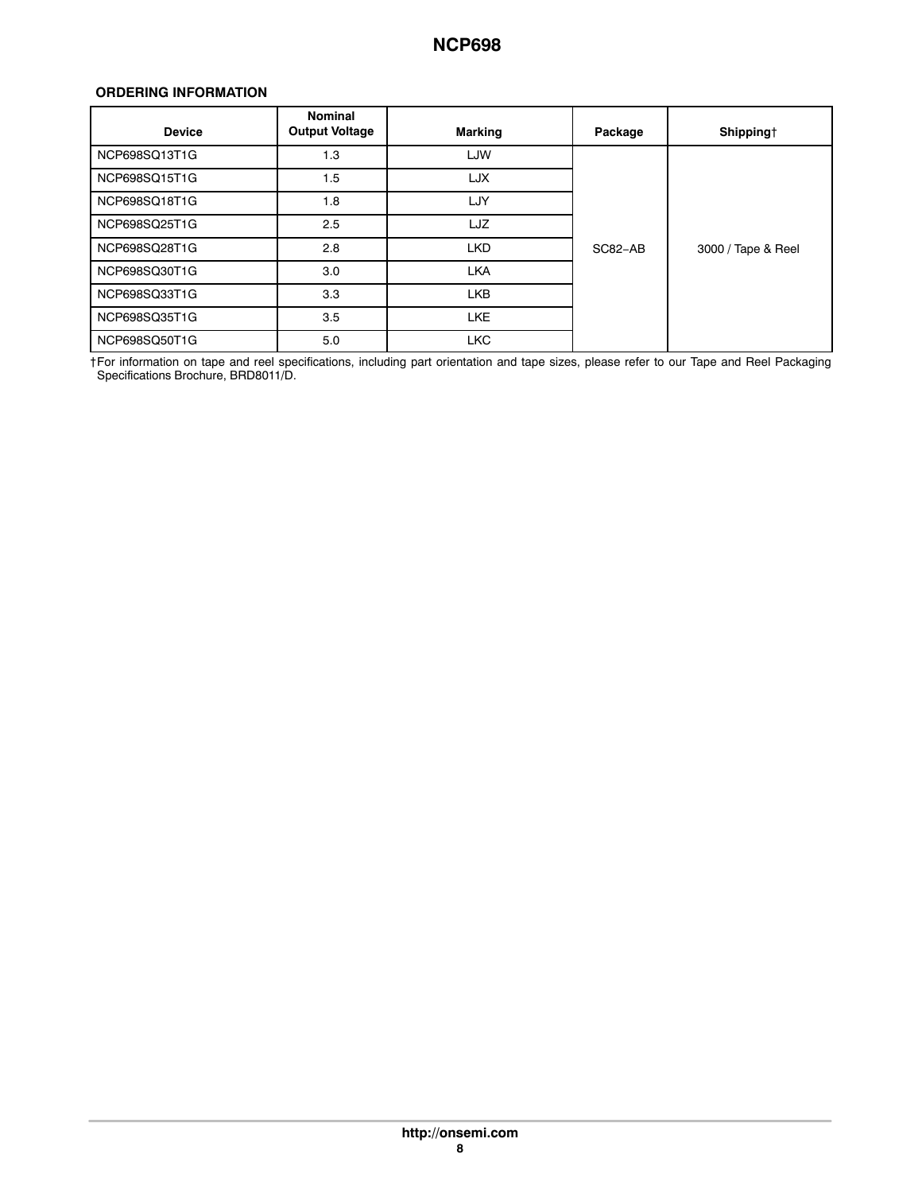### ORDERING INFORMATION

| Device | Nominal Output Voltage | Marking | Package | Shipping† |
|---|---|---|---|---|
| NCP698SQ13T1G | 1.3 | LJW | SC82−AB | 3000 / Tape & Reel |
| NCP698SQ15T1G | 1.5 | LJX | | |
| NCP698SQ18T1G | 1.8 | LJY | | |
| NCP698SQ25T1G | 2.5 | LJZ | | |
| NCP698SQ28T1G | 2.8 | LKD | | |
| NCP698SQ30T1G | 3.0 | LKA | | |
| NCP698SQ33T1G | 3.3 | LKB | | |
| NCP698SQ35T1G | 3.5 | LKE | | |
| NCP698SQ50T1G | 5.0 | LKC | | |

†For information on tape and reel specifications, including part orientation and tape sizes, please refer to our Tape and Reel Packaging Specifications Brochure, BRD8011/D.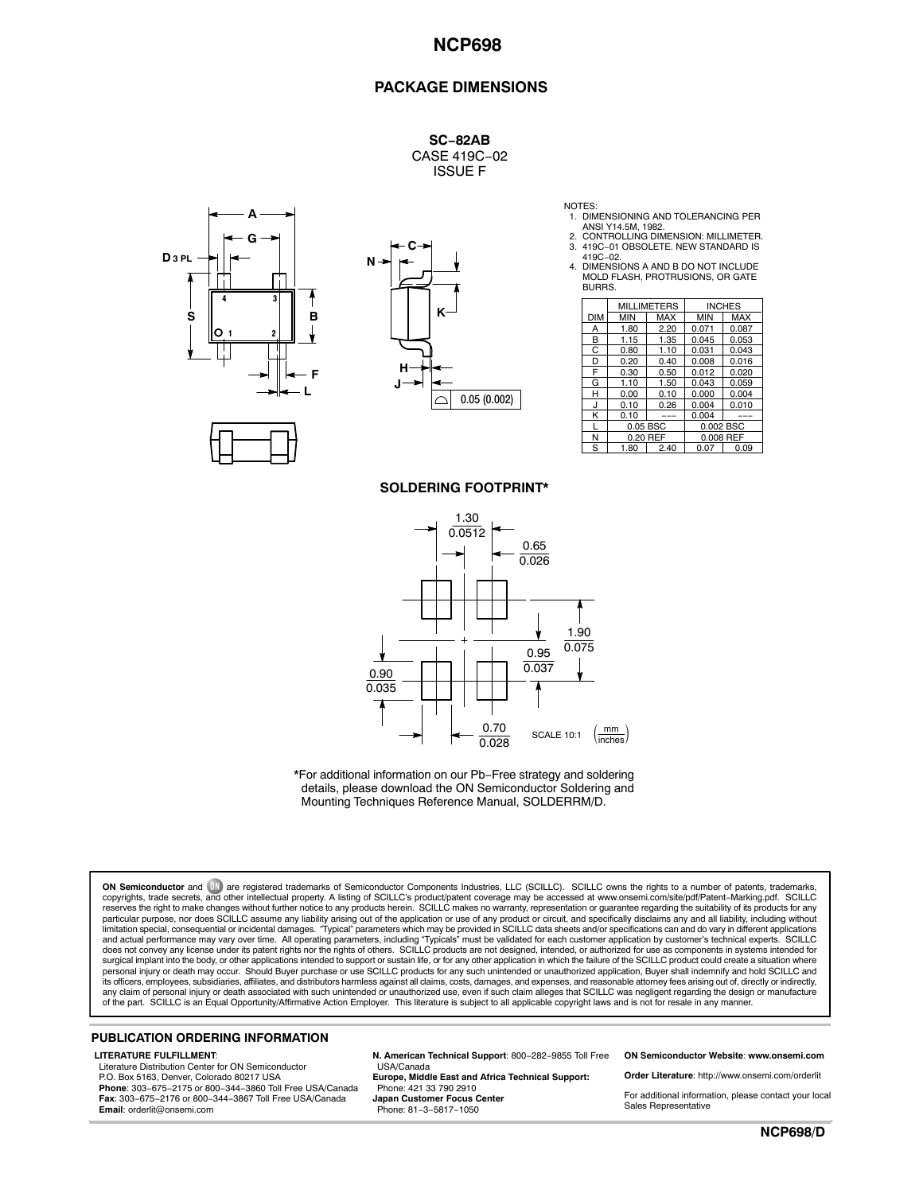## PACKAGE DIMENSIONS

**SC−82AB**
CASE 419C−02
ISSUE F

A
G
D 3 PL
S
B
F
L
4
3
1
2
C
N
K
H
J
0.05 (0.002)

NOTES:
1. DIMENSIONING AND TOLERANCING PER ANSI Y14.5M, 1982.
2. CONTROLLING DIMENSION: MILLIMETER.
3. 419C−01 OBSOLETE. NEW STANDARD IS 419C−02.
4. DIMENSIONS A AND B DO NOT INCLUDE MOLD FLASH, PROTRUSIONS, OR GATE BURRS.

| | MILLIMETERS | | INCHES | |
|---|---|---|---|---|
| DIM | MIN | MAX | MIN | MAX |
| A | 1.80 | 2.20 | 0.071 | 0.087 |
| B | 1.15 | 1.35 | 0.045 | 0.053 |
| C | 0.80 | 1.10 | 0.031 | 0.043 |
| D | 0.20 | 0.40 | 0.008 | 0.016 |
| F | 0.30 | 0.50 | 0.012 | 0.020 |
| G | 1.10 | 1.50 | 0.043 | 0.059 |
| H | 0.00 | 0.10 | 0.000 | 0.004 |
| J | 0.10 | 0.26 | 0.004 | 0.010 |
| K | 0.10 | --- | 0.004 | --- |
| L | 0.05 BSC | | 0.002 BSC | |
| N | 0.20 REF | | 0.008 REF | |
| S | 1.80 | 2.40 | 0.07 | 0.09 |

## SOLDERING FOOTPRINT*

1.30
0.0512
0.65
0.026
1.90
0.075
0.95
0.037
0.90
0.035
0.70
0.028
SCALE 10:1 (mm / inches)

*For additional information on our Pb−Free strategy and soldering details, please download the ON Semiconductor Soldering and Mounting Techniques Reference Manual, SOLDERRM/D.

**ON Semiconductor** and  are registered trademarks of Semiconductor Components Industries, LLC (SCILLC). SCILLC owns the rights to a number of patents, trademarks, copyrights, trade secrets, and other intellectual property. A listing of SCILLC's product/patent coverage may be accessed at www.onsemi.com/site/pdf/Patent−Marking.pdf. SCILLC reserves the right to make changes without further notice to any products herein. SCILLC makes no warranty, representation or guarantee regarding the suitability of its products for any particular purpose, nor does SCILLC assume any liability arising out of the application or use of any product or circuit, and specifically disclaims any and all liability, including without limitation special, consequential or incidental damages. "Typical" parameters which may be provided in SCILLC data sheets and/or specifications can and do vary in different applications and actual performance may vary over time. All operating parameters, including "Typicals" must be validated for each customer application by customer's technical experts. SCILLC does not convey any license under its patent rights nor the rights of others. SCILLC products are not designed, intended, or authorized for use as components in systems intended for surgical implant into the body, or other applications intended to support or sustain life, or for any other application in which the failure of the SCILLC product could create a situation where personal injury or death may occur. Should Buyer purchase or use SCILLC products for any such unintended or unauthorized application, Buyer shall indemnify and hold SCILLC and its officers, employees, subsidiaries, affiliates, and distributors harmless against all claims, costs, damages, and expenses, and reasonable attorney fees arising out of, directly or indirectly, any claim of personal injury or death associated with such unintended or unauthorized use, even if such claim alleges that SCILLC was negligent regarding the design or manufacture of the part. SCILLC is an Equal Opportunity/Affirmative Action Employer. This literature is subject to all applicable copyright laws and is not for resale in any manner.

### PUBLICATION ORDERING INFORMATION

**LITERATURE FULFILLMENT**:
Literature Distribution Center for ON Semiconductor
P.O. Box 5163, Denver, Colorado 80217 USA
**Phone**: 303−675−2175 or 800−344−3860 Toll Free USA/Canada
**Fax**: 303−675−2176 or 800−344−3867 Toll Free USA/Canada
**Email**: orderlit@onsemi.com

**N. American Technical Support**: 800−282−9855 Toll Free USA/Canada
**Europe, Middle East and Africa Technical Support:**
Phone: 421 33 790 2910
**Japan Customer Focus Center**
Phone: 81−3−5817−1050

**ON Semiconductor Website**: **www.onsemi.com**

**Order Literature**: http://www.onsemi.com/orderlit

For additional information, please contact your local Sales Representative

**NCP698/D**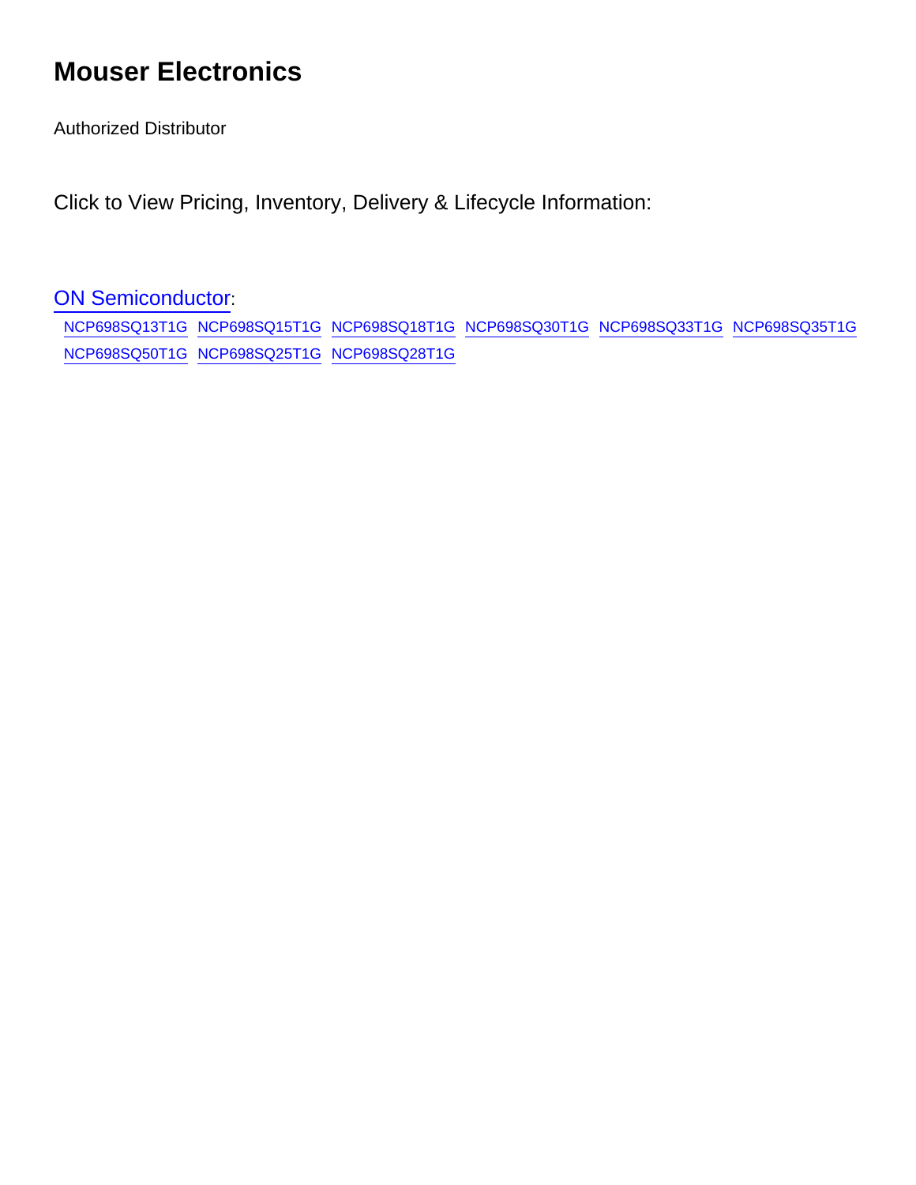# Mouser Electronics

Authorized Distributor

Click to View Pricing, Inventory, Delivery & Lifecycle Information:

ON Semiconductor:

NCP698SQ13T1G NCP698SQ15T1G NCP698SQ18T1G NCP698SQ30T1G NCP698SQ33T1G NCP698SQ35T1G NCP698SQ50T1G NCP698SQ25T1G NCP698SQ28T1G